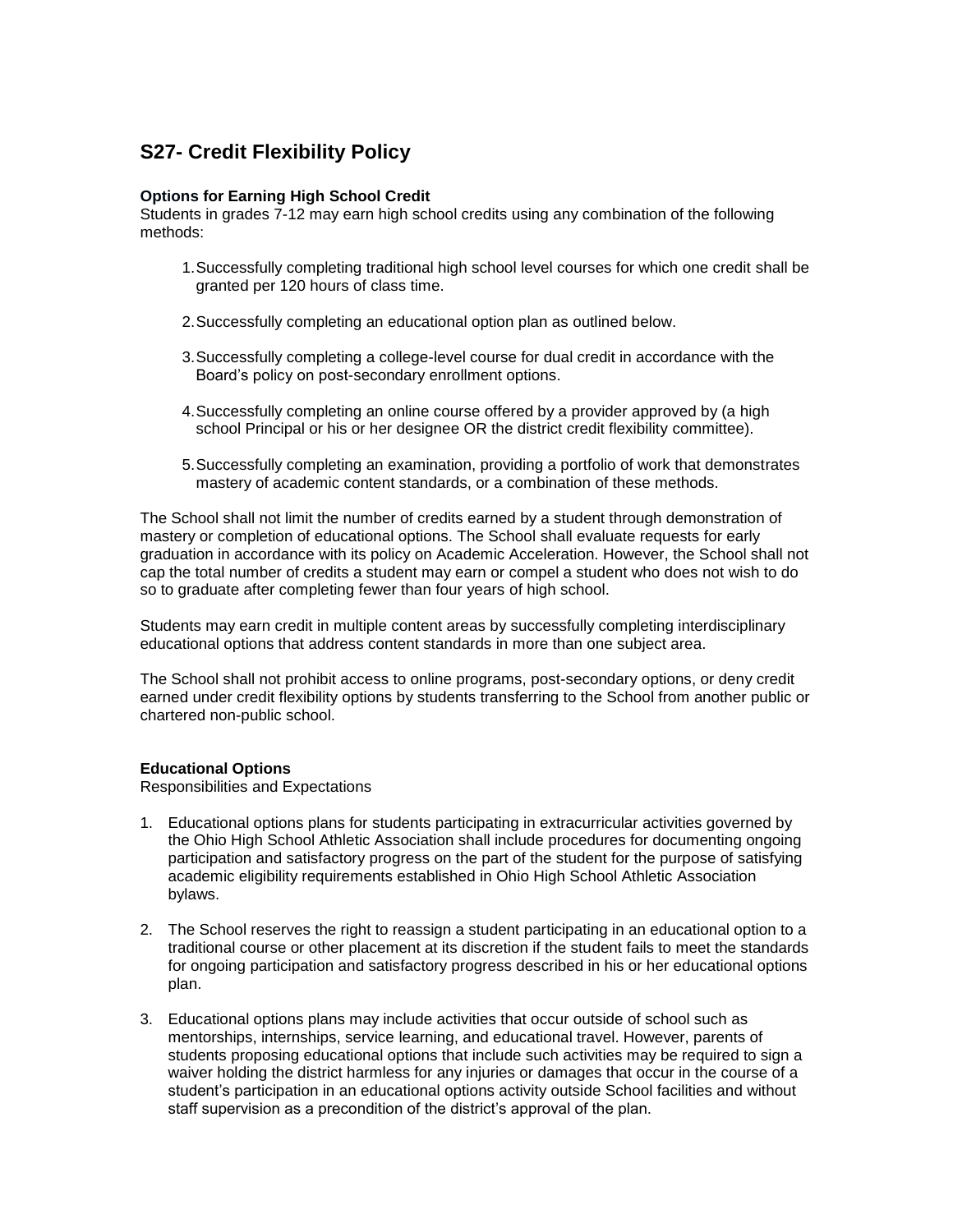# S27- Credit Flexibility Policy

**Options for Earning High School Credit**

Students in grades 7-12 may earn high school credits using any combination of the following methods:

1. Successfully completing traditional high school level courses for which one credit shall be granted per 120 hours of class time.

2. Successfully completing an educational option plan as outlined below.

3. Successfully completing a college-level course for dual credit in accordance with the Board's policy on post-secondary enrollment options.

4. Successfully completing an online course offered by a provider approved by (a high school Principal or his or her designee OR the district credit flexibility committee).

5. Successfully completing an examination, providing a portfolio of work that demonstrates mastery of academic content standards, or a combination of these methods.

The School shall not limit the number of credits earned by a student through demonstration of mastery or completion of educational options. The School shall evaluate requests for early graduation in accordance with its policy on Academic Acceleration. However, the School shall not cap the total number of credits a student may earn or compel a student who does not wish to do so to graduate after completing fewer than four years of high school.

Students may earn credit in multiple content areas by successfully completing interdisciplinary educational options that address content standards in more than one subject area.

The School shall not prohibit access to online programs, post-secondary options, or deny credit earned under credit flexibility options by students transferring to the School from another public or chartered non-public school.

**Educational Options**

Responsibilities and Expectations

1. Educational options plans for students participating in extracurricular activities governed by the Ohio High School Athletic Association shall include procedures for documenting ongoing participation and satisfactory progress on the part of the student for the purpose of satisfying academic eligibility requirements established in Ohio High School Athletic Association bylaws.

2. The School reserves the right to reassign a student participating in an educational option to a traditional course or other placement at its discretion if the student fails to meet the standards for ongoing participation and satisfactory progress described in his or her educational options plan.

3. Educational options plans may include activities that occur outside of school such as mentorships, internships, service learning, and educational travel. However, parents of students proposing educational options that include such activities may be required to sign a waiver holding the district harmless for any injuries or damages that occur in the course of a student's participation in an educational options activity outside School facilities and without staff supervision as a precondition of the district's approval of the plan.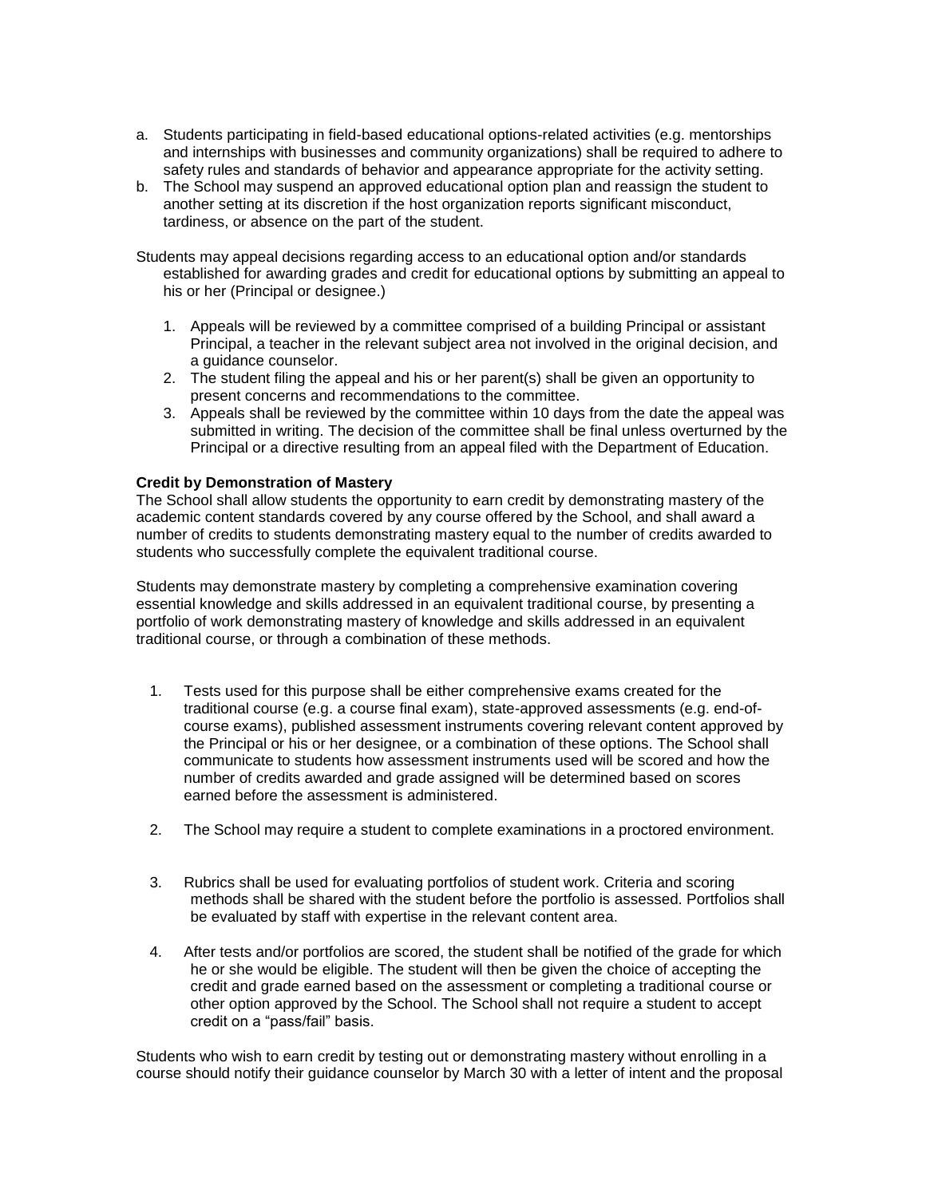a. Students participating in field-based educational options-related activities (e.g. mentorships and internships with businesses and community organizations) shall be required to adhere to safety rules and standards of behavior and appearance appropriate for the activity setting.
b. The School may suspend an approved educational option plan and reassign the student to another setting at its discretion if the host organization reports significant misconduct, tardiness, or absence on the part of the student.

Students may appeal decisions regarding access to an educational option and/or standards established for awarding grades and credit for educational options by submitting an appeal to his or her (Principal or designee.)

1. Appeals will be reviewed by a committee comprised of a building Principal or assistant Principal, a teacher in the relevant subject area not involved in the original decision, and a guidance counselor.
2. The student filing the appeal and his or her parent(s) shall be given an opportunity to present concerns and recommendations to the committee.
3. Appeals shall be reviewed by the committee within 10 days from the date the appeal was submitted in writing. The decision of the committee shall be final unless overturned by the Principal or a directive resulting from an appeal filed with the Department of Education.

**Credit by Demonstration of Mastery**

The School shall allow students the opportunity to earn credit by demonstrating mastery of the academic content standards covered by any course offered by the School, and shall award a number of credits to students demonstrating mastery equal to the number of credits awarded to students who successfully complete the equivalent traditional course.

Students may demonstrate mastery by completing a comprehensive examination covering essential knowledge and skills addressed in an equivalent traditional course, by presenting a portfolio of work demonstrating mastery of knowledge and skills addressed in an equivalent traditional course, or through a combination of these methods.

1. Tests used for this purpose shall be either comprehensive exams created for the traditional course (e.g. a course final exam), state-approved assessments (e.g. end-of-course exams), published assessment instruments covering relevant content approved by the Principal or his or her designee, or a combination of these options. The School shall communicate to students how assessment instruments used will be scored and how the number of credits awarded and grade assigned will be determined based on scores earned before the assessment is administered.

2. The School may require a student to complete examinations in a proctored environment.

3. Rubrics shall be used for evaluating portfolios of student work. Criteria and scoring methods shall be shared with the student before the portfolio is assessed. Portfolios shall be evaluated by staff with expertise in the relevant content area.

4. After tests and/or portfolios are scored, the student shall be notified of the grade for which he or she would be eligible. The student will then be given the choice of accepting the credit and grade earned based on the assessment or completing a traditional course or other option approved by the School. The School shall not require a student to accept credit on a "pass/fail" basis.

Students who wish to earn credit by testing out or demonstrating mastery without enrolling in a course should notify their guidance counselor by March 30 with a letter of intent and the proposal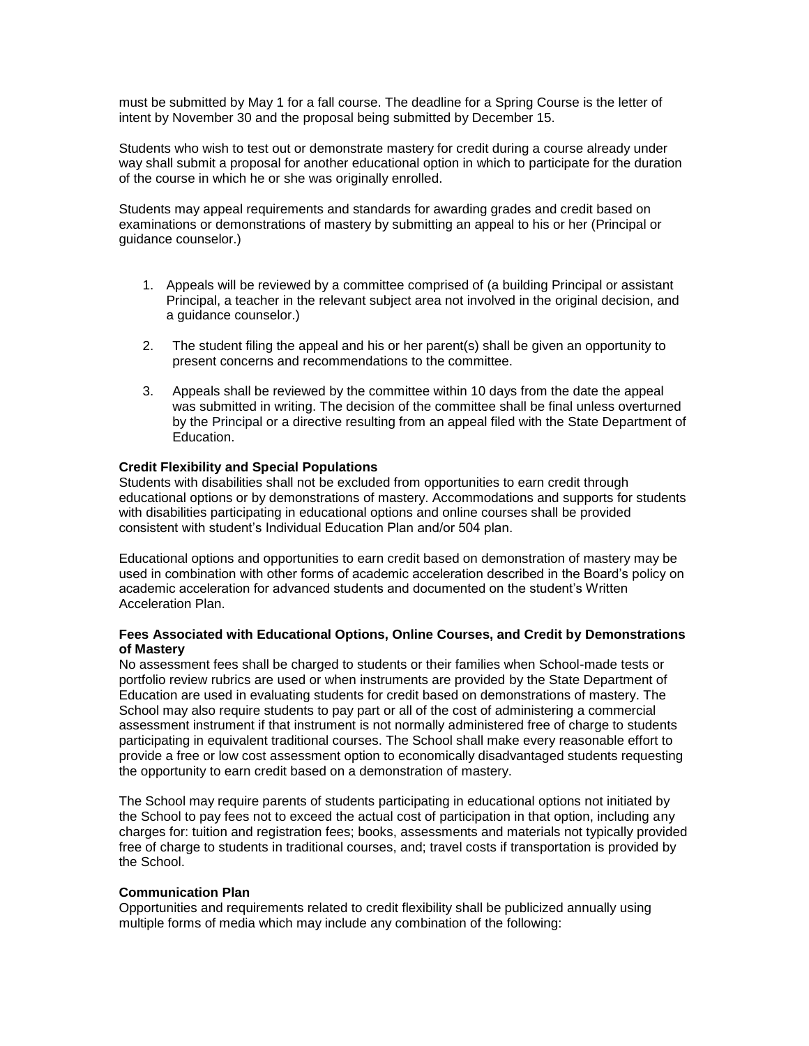must be submitted by May 1 for a fall course. The deadline for a Spring Course is the letter of intent by November 30 and the proposal being submitted by December 15.

Students who wish to test out or demonstrate mastery for credit during a course already under way shall submit a proposal for another educational option in which to participate for the duration of the course in which he or she was originally enrolled.

Students may appeal requirements and standards for awarding grades and credit based on examinations or demonstrations of mastery by submitting an appeal to his or her (Principal or guidance counselor.)

1. Appeals will be reviewed by a committee comprised of (a building Principal or assistant Principal, a teacher in the relevant subject area not involved in the original decision, and a guidance counselor.)
2. The student filing the appeal and his or her parent(s) shall be given an opportunity to present concerns and recommendations to the committee.
3. Appeals shall be reviewed by the committee within 10 days from the date the appeal was submitted in writing. The decision of the committee shall be final unless overturned by the Principal or a directive resulting from an appeal filed with the State Department of Education.

**Credit Flexibility and Special Populations**

Students with disabilities shall not be excluded from opportunities to earn credit through educational options or by demonstrations of mastery. Accommodations and supports for students with disabilities participating in educational options and online courses shall be provided consistent with student's Individual Education Plan and/or 504 plan.

Educational options and opportunities to earn credit based on demonstration of mastery may be used in combination with other forms of academic acceleration described in the Board's policy on academic acceleration for advanced students and documented on the student's Written Acceleration Plan.

**Fees Associated with Educational Options, Online Courses, and Credit by Demonstrations of Mastery**

No assessment fees shall be charged to students or their families when School-made tests or portfolio review rubrics are used or when instruments are provided by the State Department of Education are used in evaluating students for credit based on demonstrations of mastery. The School may also require students to pay part or all of the cost of administering a commercial assessment instrument if that instrument is not normally administered free of charge to students participating in equivalent traditional courses. The School shall make every reasonable effort to provide a free or low cost assessment option to economically disadvantaged students requesting the opportunity to earn credit based on a demonstration of mastery.

The School may require parents of students participating in educational options not initiated by the School to pay fees not to exceed the actual cost of participation in that option, including any charges for: tuition and registration fees; books, assessments and materials not typically provided free of charge to students in traditional courses, and; travel costs if transportation is provided by the School.

**Communication Plan**

Opportunities and requirements related to credit flexibility shall be publicized annually using multiple forms of media which may include any combination of the following: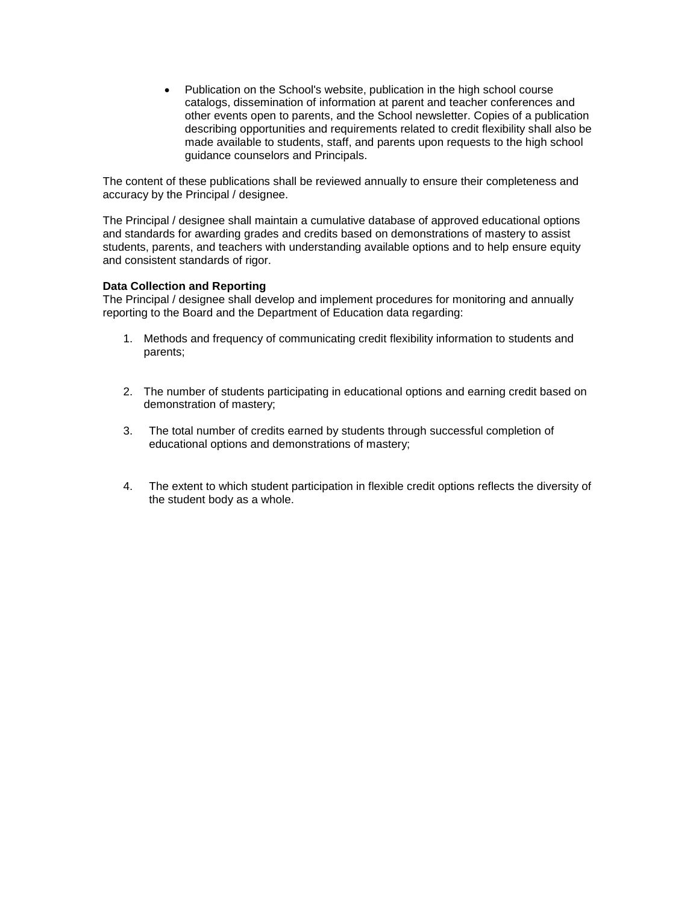- Publication on the School's website, publication in the high school course catalogs, dissemination of information at parent and teacher conferences and other events open to parents, and the School newsletter. Copies of a publication describing opportunities and requirements related to credit flexibility shall also be made available to students, staff, and parents upon requests to the high school guidance counselors and Principals.

The content of these publications shall be reviewed annually to ensure their completeness and accuracy by the Principal / designee.

The Principal / designee shall maintain a cumulative database of approved educational options and standards for awarding grades and credits based on demonstrations of mastery to assist students, parents, and teachers with understanding available options and to help ensure equity and consistent standards of rigor.

**Data Collection and Reporting**

The Principal / designee shall develop and implement procedures for monitoring and annually reporting to the Board and the Department of Education data regarding:

1. Methods and frequency of communicating credit flexibility information to students and parents;
2. The number of students participating in educational options and earning credit based on demonstration of mastery;
3. The total number of credits earned by students through successful completion of educational options and demonstrations of mastery;
4. The extent to which student participation in flexible credit options reflects the diversity of the student body as a whole.